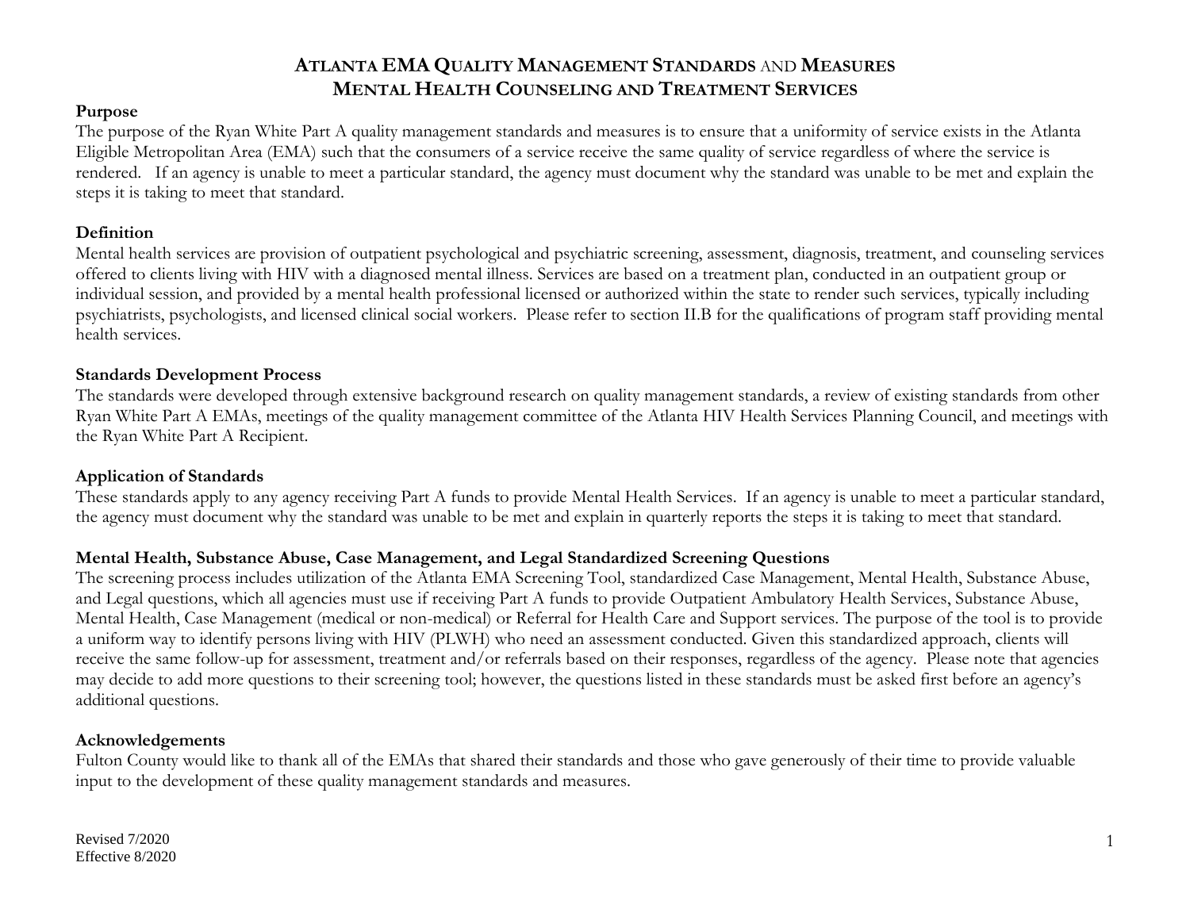# ATLANTA EMA QUALITY MANAGEMENT STANDARDS AND MEASURES
# MENTAL HEALTH COUNSELING AND TREATMENT SERVICES

**Purpose**

The purpose of the Ryan White Part A quality management standards and measures is to ensure that a uniformity of service exists in the Atlanta Eligible Metropolitan Area (EMA) such that the consumers of a service receive the same quality of service regardless of where the service is rendered. If an agency is unable to meet a particular standard, the agency must document why the standard was unable to be met and explain the steps it is taking to meet that standard.

**Definition**

Mental health services are provision of outpatient psychological and psychiatric screening, assessment, diagnosis, treatment, and counseling services offered to clients living with HIV with a diagnosed mental illness. Services are based on a treatment plan, conducted in an outpatient group or individual session, and provided by a mental health professional licensed or authorized within the state to render such services, typically including psychiatrists, psychologists, and licensed clinical social workers. Please refer to section II.B for the qualifications of program staff providing mental health services.

**Standards Development Process**

The standards were developed through extensive background research on quality management standards, a review of existing standards from other Ryan White Part A EMAs, meetings of the quality management committee of the Atlanta HIV Health Services Planning Council, and meetings with the Ryan White Part A Recipient.

**Application of Standards**

These standards apply to any agency receiving Part A funds to provide Mental Health Services. If an agency is unable to meet a particular standard, the agency must document why the standard was unable to be met and explain in quarterly reports the steps it is taking to meet that standard.

**Mental Health, Substance Abuse, Case Management, and Legal Standardized Screening Questions**

The screening process includes utilization of the Atlanta EMA Screening Tool, standardized Case Management, Mental Health, Substance Abuse, and Legal questions, which all agencies must use if receiving Part A funds to provide Outpatient Ambulatory Health Services, Substance Abuse, Mental Health, Case Management (medical or non-medical) or Referral for Health Care and Support services. The purpose of the tool is to provide a uniform way to identify persons living with HIV (PLWH) who need an assessment conducted. Given this standardized approach, clients will receive the same follow-up for assessment, treatment and/or referrals based on their responses, regardless of the agency. Please note that agencies may decide to add more questions to their screening tool; however, the questions listed in these standards must be asked first before an agency's additional questions.

**Acknowledgements**

Fulton County would like to thank all of the EMAs that shared their standards and those who gave generously of their time to provide valuable input to the development of these quality management standards and measures.

Revised 7/2020
Effective 8/2020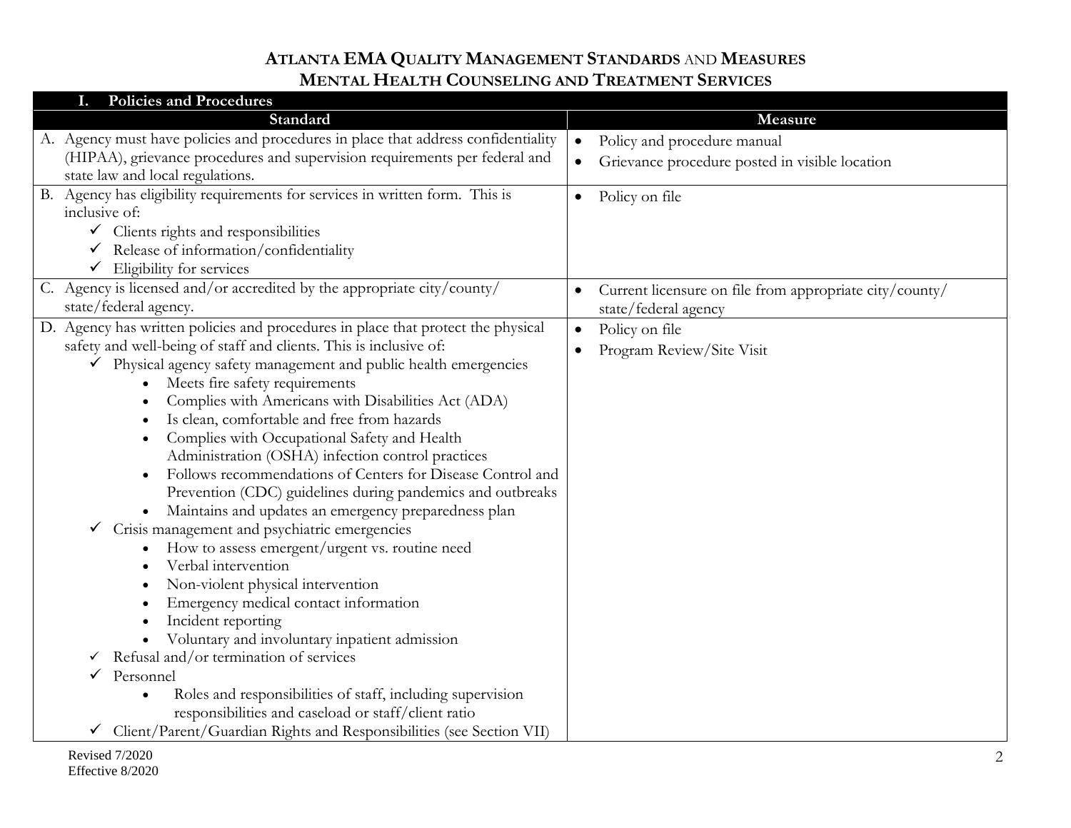# ATLANTA EMA QUALITY MANAGEMENT STANDARDS AND MEASURES
## MENTAL HEALTH COUNSELING AND TREATMENT SERVICES

| I. Policies and Procedures | |
|---|---|
| **Standard** | **Measure** |
| A. Agency must have policies and procedures in place that address confidentiality (HIPAA), grievance procedures and supervision requirements per federal and state law and local regulations. | • Policy and procedure manual<br>• Grievance procedure posted in visible location |
| B. Agency has eligibility requirements for services in written form. This is inclusive of:<br>✓ Clients rights and responsibilities<br>✓ Release of information/confidentiality<br>✓ Eligibility for services | • Policy on file |
| C. Agency is licensed and/or accredited by the appropriate city/county/ state/federal agency. | • Current licensure on file from appropriate city/county/ state/federal agency |
| D. Agency has written policies and procedures in place that protect the physical safety and well-being of staff and clients. This is inclusive of:<br>✓ Physical agency safety management and public health emergencies<br>&nbsp;&nbsp;• Meets fire safety requirements<br>&nbsp;&nbsp;• Complies with Americans with Disabilities Act (ADA)<br>&nbsp;&nbsp;• Is clean, comfortable and free from hazards<br>&nbsp;&nbsp;• Complies with Occupational Safety and Health Administration (OSHA) infection control practices<br>&nbsp;&nbsp;• Follows recommendations of Centers for Disease Control and Prevention (CDC) guidelines during pandemics and outbreaks<br>&nbsp;&nbsp;• Maintains and updates an emergency preparedness plan<br>✓ Crisis management and psychiatric emergencies<br>&nbsp;&nbsp;• How to assess emergent/urgent vs. routine need<br>&nbsp;&nbsp;• Verbal intervention<br>&nbsp;&nbsp;• Non-violent physical intervention<br>&nbsp;&nbsp;• Emergency medical contact information<br>&nbsp;&nbsp;• Incident reporting<br>&nbsp;&nbsp;• Voluntary and involuntary inpatient admission<br>✓ Refusal and/or termination of services<br>✓ Personnel<br>&nbsp;&nbsp;• Roles and responsibilities of staff, including supervision responsibilities and caseload or staff/client ratio<br>✓ Client/Parent/Guardian Rights and Responsibilities (see Section VII) | • Policy on file<br>• Program Review/Site Visit |

Revised 7/2020
Effective 8/2020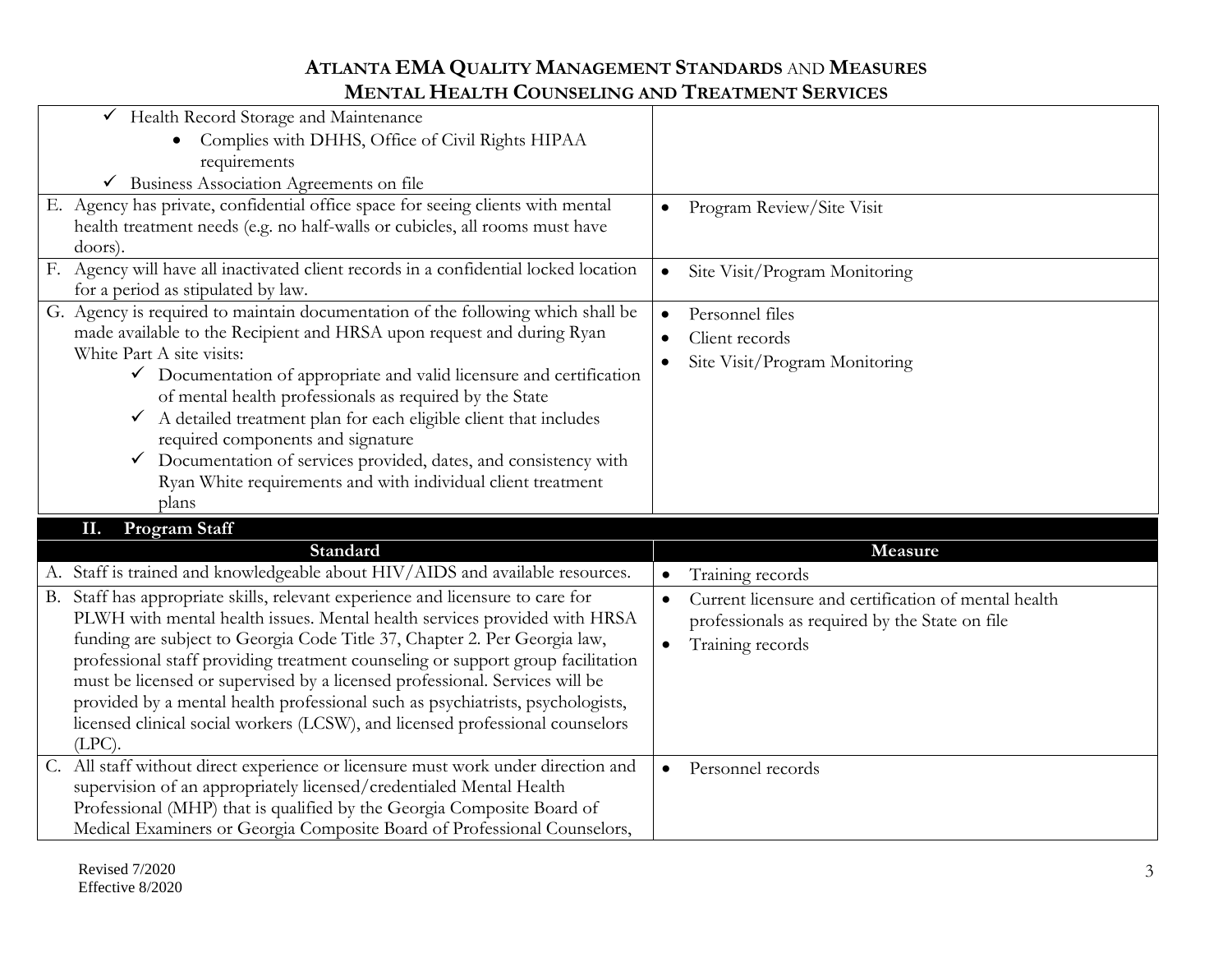| Standard | Measure |
|---|---|
| ✓ Health Record Storage and Maintenance<br>• Complies with DHHS, Office of Civil Rights HIPAA requirements<br>✓ Business Association Agreements on file | |
| E. Agency has private, confidential office space for seeing clients with mental health treatment needs (e.g. no half-walls or cubicles, all rooms must have doors). | • Program Review/Site Visit |
| F. Agency will have all inactivated client records in a confidential locked location for a period as stipulated by law. | • Site Visit/Program Monitoring |
| G. Agency is required to maintain documentation of the following which shall be made available to the Recipient and HRSA upon request and during Ryan White Part A site visits:<br>✓ Documentation of appropriate and valid licensure and certification of mental health professionals as required by the State<br>✓ A detailed treatment plan for each eligible client that includes required components and signature<br>✓ Documentation of services provided, dates, and consistency with Ryan White requirements and with individual client treatment plans | • Personnel files<br>• Client records<br>• Site Visit/Program Monitoring |

**II. Program Staff**

| Standard | Measure |
|---|---|
| A. Staff is trained and knowledgeable about HIV/AIDS and available resources. | • Training records |
| B. Staff has appropriate skills, relevant experience and licensure to care for PLWH with mental health issues. Mental health services provided with HRSA funding are subject to Georgia Code Title 37, Chapter 2. Per Georgia law, professional staff providing treatment counseling or support group facilitation must be licensed or supervised by a licensed professional. Services will be provided by a mental health professional such as psychiatrists, psychologists, licensed clinical social workers (LCSW), and licensed professional counselors (LPC). | • Current licensure and certification of mental health professionals as required by the State on file<br>• Training records |
| C. All staff without direct experience or licensure must work under direction and supervision of an appropriately licensed/credentialed Mental Health Professional (MHP) that is qualified by the Georgia Composite Board of Medical Examiners or Georgia Composite Board of Professional Counselors, | • Personnel records |

Revised 7/2020
Effective 8/2020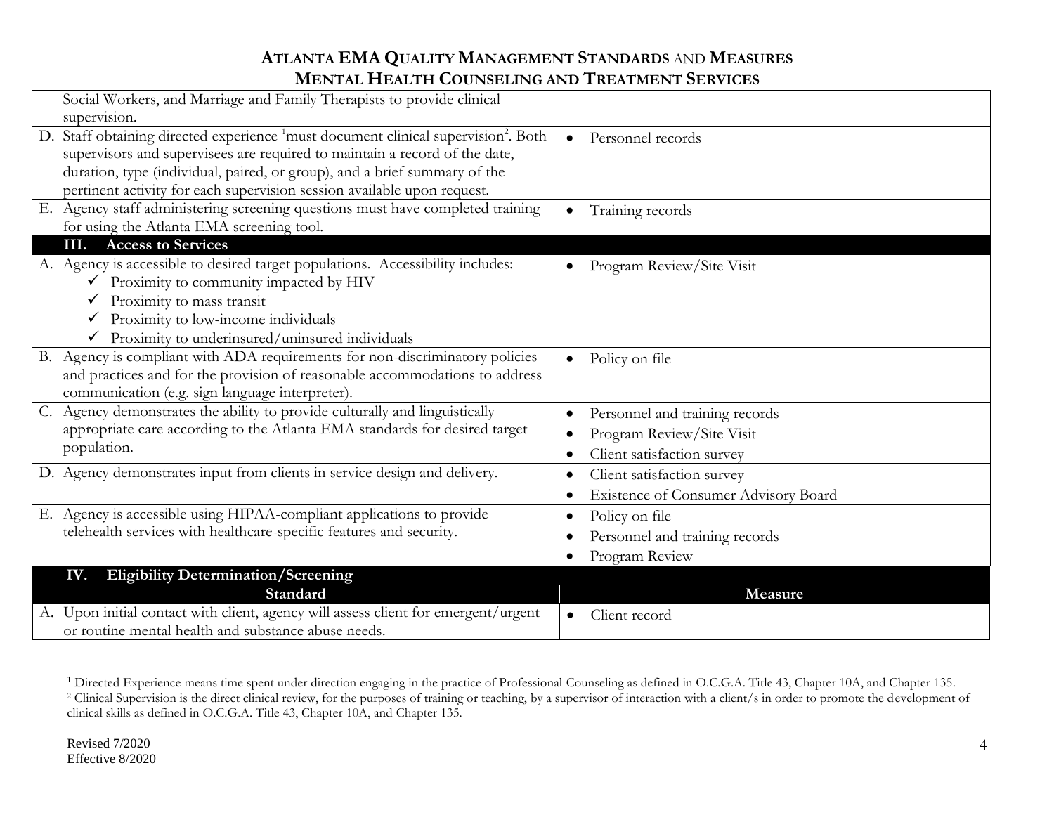| Standard | Measure |
|---|---|
| Social Workers, and Marriage and Family Therapists to provide clinical supervision. | |
| D. Staff obtaining directed experience [1] must document clinical supervision[2]. Both supervisors and supervisees are required to maintain a record of the date, duration, type (individual, paired, or group), and a brief summary of the pertinent activity for each supervision session available upon request. | • Personnel records |
| E. Agency staff administering screening questions must have completed training for using the Atlanta EMA screening tool. | • Training records |
| **III. Access to Services** | |
| A. Agency is accessible to desired target populations. Accessibility includes:<br>✓ Proximity to community impacted by HIV<br>✓ Proximity to mass transit<br>✓ Proximity to low-income individuals<br>✓ Proximity to underinsured/uninsured individuals | • Program Review/Site Visit |
| B. Agency is compliant with ADA requirements for non-discriminatory policies and practices and for the provision of reasonable accommodations to address communication (e.g. sign language interpreter). | • Policy on file |
| C. Agency demonstrates the ability to provide culturally and linguistically appropriate care according to the Atlanta EMA standards for desired target population. | • Personnel and training records<br>• Program Review/Site Visit<br>• Client satisfaction survey |
| D. Agency demonstrates input from clients in service design and delivery. | • Client satisfaction survey<br>• Existence of Consumer Advisory Board |
| E. Agency is accessible using HIPAA-compliant applications to provide telehealth services with healthcare-specific features and security. | • Policy on file<br>• Personnel and training records<br>• Program Review |
| **IV. Eligibility Determination/Screening** | |
| **Standard** | **Measure** |
| A. Upon initial contact with client, agency will assess client for emergent/urgent or routine mental health and substance abuse needs. | • Client record |

[1] Directed Experience means time spent under direction engaging in the practice of Professional Counseling as defined in O.C.G.A. Title 43, Chapter 10A, and Chapter 135.

[2] Clinical Supervision is the direct clinical review, for the purposes of training or teaching, by a supervisor of interaction with a client/s in order to promote the development of clinical skills as defined in O.C.G.A. Title 43, Chapter 10A, and Chapter 135.

Revised 7/2020
Effective 8/2020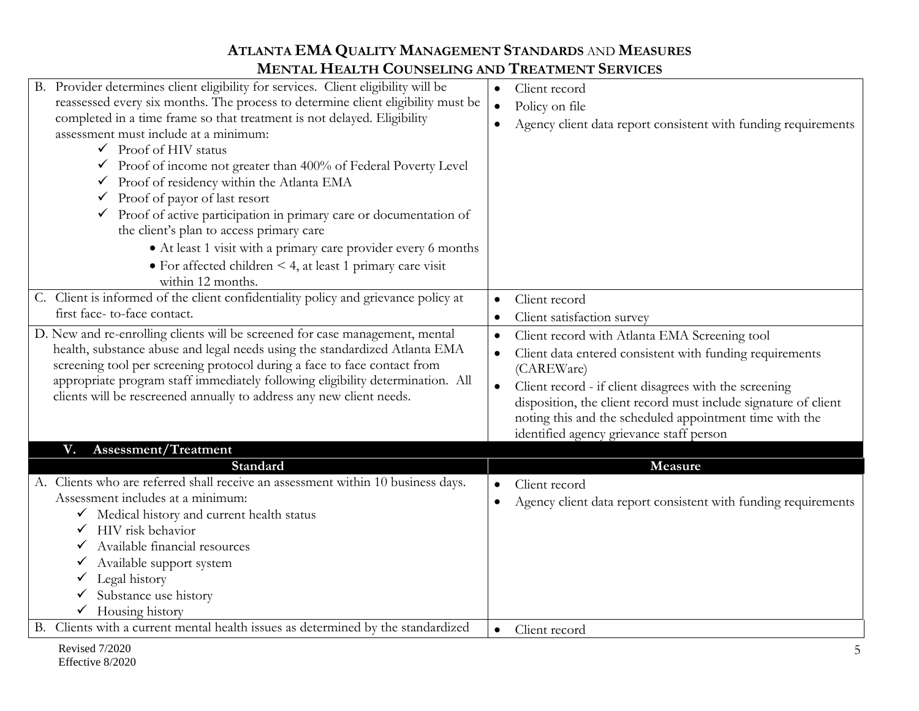# ATLANTA EMA QUALITY MANAGEMENT STANDARDS AND MEASURES
## MENTAL HEALTH COUNSELING AND TREATMENT SERVICES

| Standard | Measure |
|---|---|
| B. Provider determines client eligibility for services. Client eligibility will be reassessed every six months. The process to determine client eligibility must be completed in a time frame so that treatment is not delayed. Eligibility assessment must include at a minimum:<br>✓ Proof of HIV status<br>✓ Proof of income not greater than 400% of Federal Poverty Level<br>✓ Proof of residency within the Atlanta EMA<br>✓ Proof of payor of last resort<br>✓ Proof of active participation in primary care or documentation of the client's plan to access primary care<br>• At least 1 visit with a primary care provider every 6 months<br>• For affected children < 4, at least 1 primary care visit within 12 months. | • Client record<br>• Policy on file<br>• Agency client data report consistent with funding requirements |
| C. Client is informed of the client confidentiality policy and grievance policy at first face- to-face contact. | • Client record<br>• Client satisfaction survey |
| D. New and re-enrolling clients will be screened for case management, mental health, substance abuse and legal needs using the standardized Atlanta EMA screening tool per screening protocol during a face to face contact from appropriate program staff immediately following eligibility determination. All clients will be rescreened annually to address any new client needs. | • Client record with Atlanta EMA Screening tool<br>• Client data entered consistent with funding requirements (CAREWare)<br>• Client record - if client disagrees with the screening disposition, the client record must include signature of client noting this and the scheduled appointment time with the identified agency grievance staff person |

### V. Assessment/Treatment

| Standard | Measure |
|---|---|
| A. Clients who are referred shall receive an assessment within 10 business days. Assessment includes at a minimum:<br>✓ Medical history and current health status<br>✓ HIV risk behavior<br>✓ Available financial resources<br>✓ Available support system<br>✓ Legal history<br>✓ Substance use history<br>✓ Housing history | • Client record<br>• Agency client data report consistent with funding requirements |
| B. Clients with a current mental health issues as determined by the standardized | • Client record |

Revised 7/2020
Effective 8/2020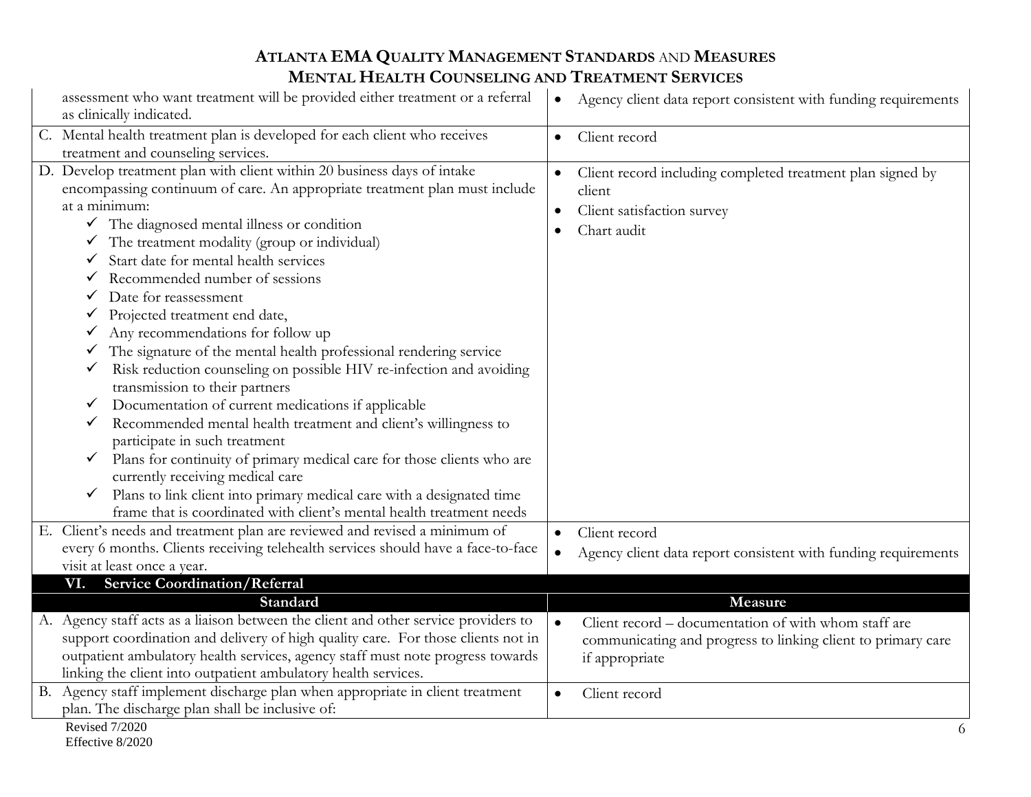| Standard | Measure |
|---|---|
| assessment who want treatment will be provided either treatment or a referral as clinically indicated. | • Agency client data report consistent with funding requirements |
| C. Mental health treatment plan is developed for each client who receives treatment and counseling services. | • Client record |
| D. Develop treatment plan with client within 20 business days of intake encompassing continuum of care. An appropriate treatment plan must include at a minimum:<br>✓ The diagnosed mental illness or condition<br>✓ The treatment modality (group or individual)<br>✓ Start date for mental health services<br>✓ Recommended number of sessions<br>✓ Date for reassessment<br>✓ Projected treatment end date,<br>✓ Any recommendations for follow up<br>✓ The signature of the mental health professional rendering service<br>✓ Risk reduction counseling on possible HIV re-infection and avoiding transmission to their partners<br>✓ Documentation of current medications if applicable<br>✓ Recommended mental health treatment and client's willingness to participate in such treatment<br>✓ Plans for continuity of primary medical care for those clients who are currently receiving medical care<br>✓ Plans to link client into primary medical care with a designated time frame that is coordinated with client's mental health treatment needs | • Client record including completed treatment plan signed by client<br>• Client satisfaction survey<br>• Chart audit |
| E. Client's needs and treatment plan are reviewed and revised a minimum of every 6 months. Clients receiving telehealth services should have a face-to-face visit at least once a year. | • Client record<br>• Agency client data report consistent with funding requirements |

**VI. Service Coordination/Referral**

| Standard | Measure |
|---|---|
| A. Agency staff acts as a liaison between the client and other service providers to support coordination and delivery of high quality care. For those clients not in outpatient ambulatory health services, agency staff must note progress towards linking the client into outpatient ambulatory health services. | • Client record – documentation of with whom staff are communicating and progress to linking client to primary care if appropriate |
| B. Agency staff implement discharge plan when appropriate in client treatment plan. The discharge plan shall be inclusive of: | • Client record |

Revised 7/2020
Effective 8/2020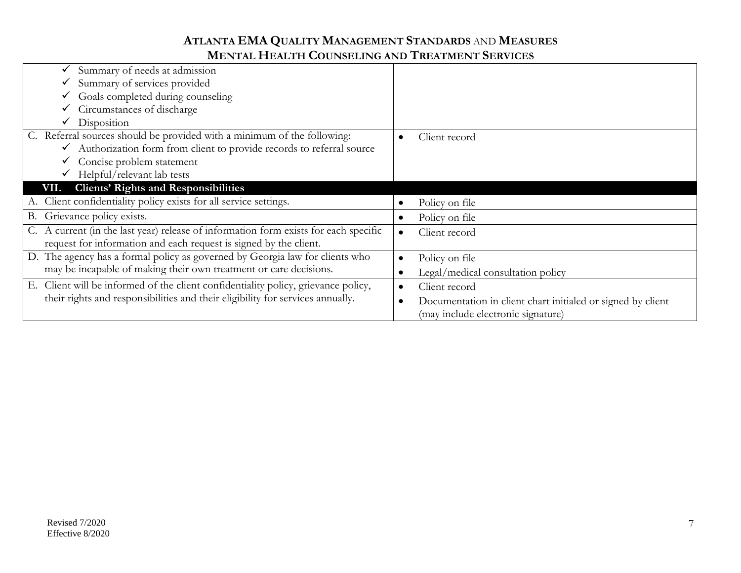| | |
|---|---|
| ✓ Summary of needs at admission<br>✓ Summary of services provided<br>✓ Goals completed during counseling<br>✓ Circumstances of discharge<br>✓ Disposition | |
| C. Referral sources should be provided with a minimum of the following:<br>✓ Authorization form from client to provide records to referral source<br>✓ Concise problem statement<br>✓ Helpful/relevant lab tests | • Client record |
| **VII. Clients' Rights and Responsibilities** | |
| A. Client confidentiality policy exists for all service settings. | • Policy on file |
| B. Grievance policy exists. | • Policy on file |
| C. A current (in the last year) release of information form exists for each specific request for information and each request is signed by the client. | • Client record |
| D. The agency has a formal policy as governed by Georgia law for clients who may be incapable of making their own treatment or care decisions. | • Policy on file<br>• Legal/medical consultation policy |
| E. Client will be informed of the client confidentiality policy, grievance policy, their rights and responsibilities and their eligibility for services annually. | • Client record<br>• Documentation in client chart initialed or signed by client (may include electronic signature) |

Revised 7/2020
Effective 8/2020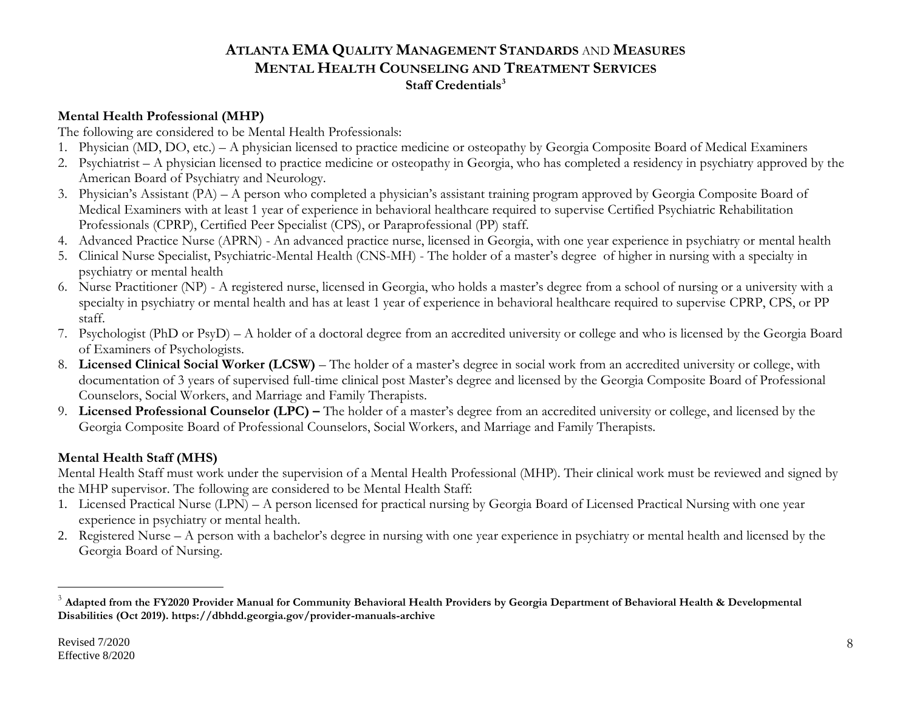# ATLANTA EMA QUALITY MANAGEMENT STANDARDS AND MEASURES
## MENTAL HEALTH COUNSELING AND TREATMENT SERVICES
### Staff Credentials[3]

**Mental Health Professional (MHP)**

The following are considered to be Mental Health Professionals:

1. Physician (MD, DO, etc.) – A physician licensed to practice medicine or osteopathy by Georgia Composite Board of Medical Examiners
2. Psychiatrist – A physician licensed to practice medicine or osteopathy in Georgia, who has completed a residency in psychiatry approved by the American Board of Psychiatry and Neurology.
3. Physician's Assistant (PA) – A person who completed a physician's assistant training program approved by Georgia Composite Board of Medical Examiners with at least 1 year of experience in behavioral healthcare required to supervise Certified Psychiatric Rehabilitation Professionals (CPRP), Certified Peer Specialist (CPS), or Paraprofessional (PP) staff.
4. Advanced Practice Nurse (APRN) - An advanced practice nurse, licensed in Georgia, with one year experience in psychiatry or mental health
5. Clinical Nurse Specialist, Psychiatric-Mental Health (CNS-MH) - The holder of a master's degree of higher in nursing with a specialty in psychiatry or mental health
6. Nurse Practitioner (NP) - A registered nurse, licensed in Georgia, who holds a master's degree from a school of nursing or a university with a specialty in psychiatry or mental health and has at least 1 year of experience in behavioral healthcare required to supervise CPRP, CPS, or PP staff.
7. Psychologist (PhD or PsyD) – A holder of a doctoral degree from an accredited university or college and who is licensed by the Georgia Board of Examiners of Psychologists.
8. **Licensed Clinical Social Worker (LCSW)** – The holder of a master's degree in social work from an accredited university or college, with documentation of 3 years of supervised full-time clinical post Master's degree and licensed by the Georgia Composite Board of Professional Counselors, Social Workers, and Marriage and Family Therapists.
9. **Licensed Professional Counselor (LPC) –** The holder of a master's degree from an accredited university or college, and licensed by the Georgia Composite Board of Professional Counselors, Social Workers, and Marriage and Family Therapists.

**Mental Health Staff (MHS)**

Mental Health Staff must work under the supervision of a Mental Health Professional (MHP). Their clinical work must be reviewed and signed by the MHP supervisor. The following are considered to be Mental Health Staff:

1. Licensed Practical Nurse (LPN) – A person licensed for practical nursing by Georgia Board of Licensed Practical Nursing with one year experience in psychiatry or mental health.
2. Registered Nurse – A person with a bachelor's degree in nursing with one year experience in psychiatry or mental health and licensed by the Georgia Board of Nursing.

---

[3] **Adapted from the FY2020 Provider Manual for Community Behavioral Health Providers by Georgia Department of Behavioral Health & Developmental Disabilities (Oct 2019). https://dbhdd.georgia.gov/provider-manuals-archive**

Revised 7/2020
Effective 8/2020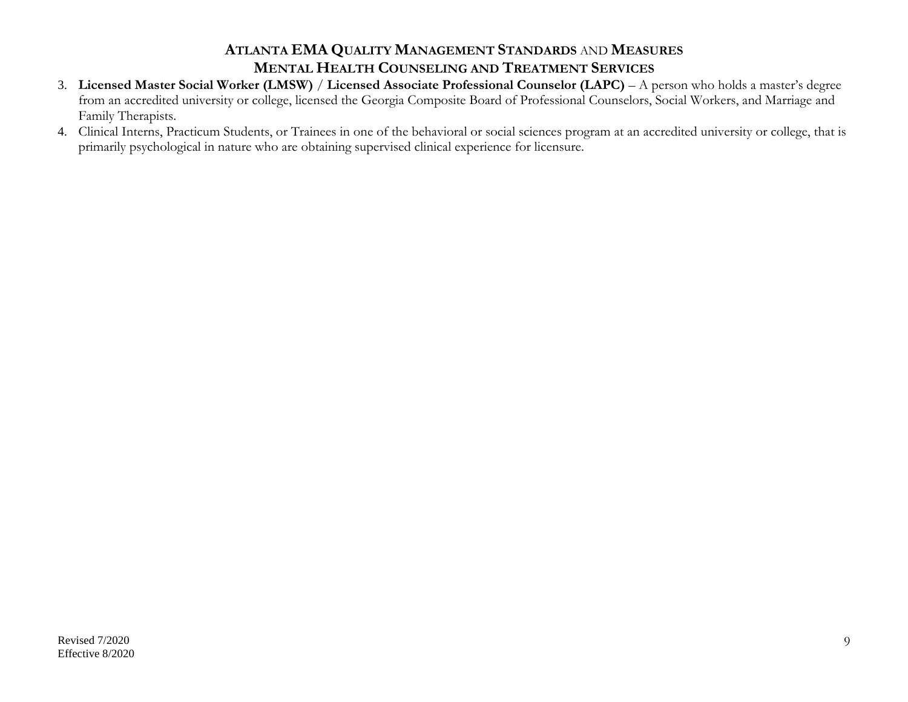3. **Licensed Master Social Worker (LMSW) / Licensed Associate Professional Counselor (LAPC)** – A person who holds a master's degree from an accredited university or college, licensed the Georgia Composite Board of Professional Counselors, Social Workers, and Marriage and Family Therapists.
4. Clinical Interns, Practicum Students, or Trainees in one of the behavioral or social sciences program at an accredited university or college, that is primarily psychological in nature who are obtaining supervised clinical experience for licensure.